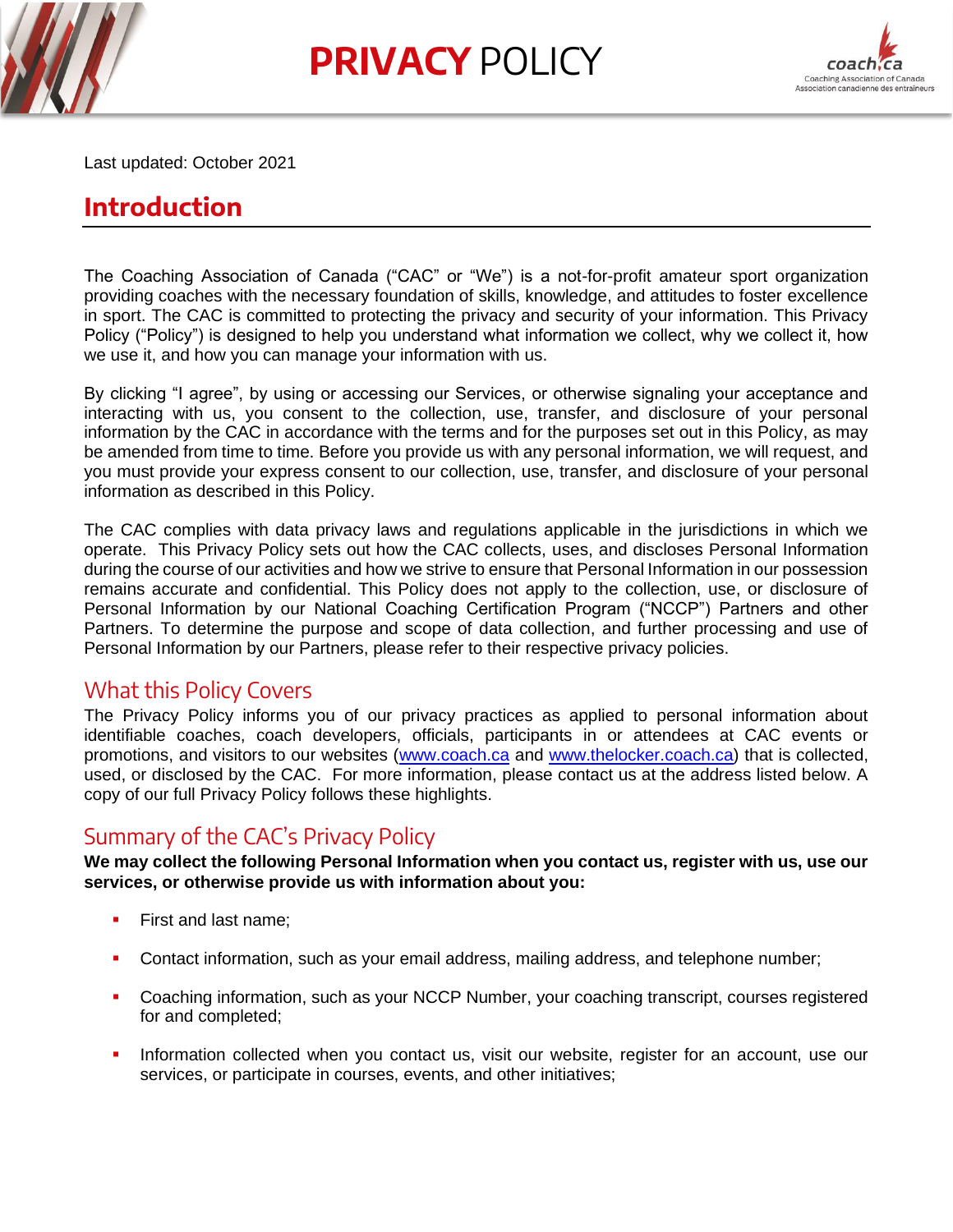# PRIVACY POLICY

Last updated: October 2021

## Introduction

The Coaching Association of Canada ("CAC" or "We") is a not-for-profit amateur sport organization providing coaches with the necessary foundation of skills, knowledge, and attitudes to foster excellence in sport. The CAC is committed to protecting the privacy and security of your information. This Privacy Policy ("Policy") is designed to help you understand what information we collect, why we collect it, how we use it, and how you can manage your information with us.

By clicking "I agree", by using or accessing our Services, or otherwise signaling your acceptance and interacting with us, you consent to the collection, use, transfer, and disclosure of your personal information by the CAC in accordance with the terms and for the purposes set out in this Policy, as may be amended from time to time. Before you provide us with any personal information, we will request, and you must provide your express consent to our collection, use, transfer, and disclosure of your personal information as described in this Policy.

The CAC complies with data privacy laws and regulations applicable in the jurisdictions in which we operate. This Privacy Policy sets out how the CAC collects, uses, and discloses Personal Information during the course of our activities and how we strive to ensure that Personal Information in our possession remains accurate and confidential. This Policy does not apply to the collection, use, or disclosure of Personal Information by our National Coaching Certification Program ("NCCP") Partners and other Partners. To determine the purpose and scope of data collection, and further processing and use of Personal Information by our Partners, please refer to their respective privacy policies.

### What this Policy Covers

The Privacy Policy informs you of our privacy practices as applied to personal information about identifiable coaches, coach developers, officials, participants in or attendees at CAC events or promotions, and visitors to our websites (www.coach.ca and www.thelocker.coach.ca) that is collected, used, or disclosed by the CAC. For more information, please contact us at the address listed below. A copy of our full Privacy Policy follows these highlights.

### Summary of the CAC's Privacy Policy

**We may collect the following Personal Information when you contact us, register with us, use our services, or otherwise provide us with information about you:**

- First and last name;
- Contact information, such as your email address, mailing address, and telephone number;
- Coaching information, such as your NCCP Number, your coaching transcript, courses registered for and completed;
- Information collected when you contact us, visit our website, register for an account, use our services, or participate in courses, events, and other initiatives;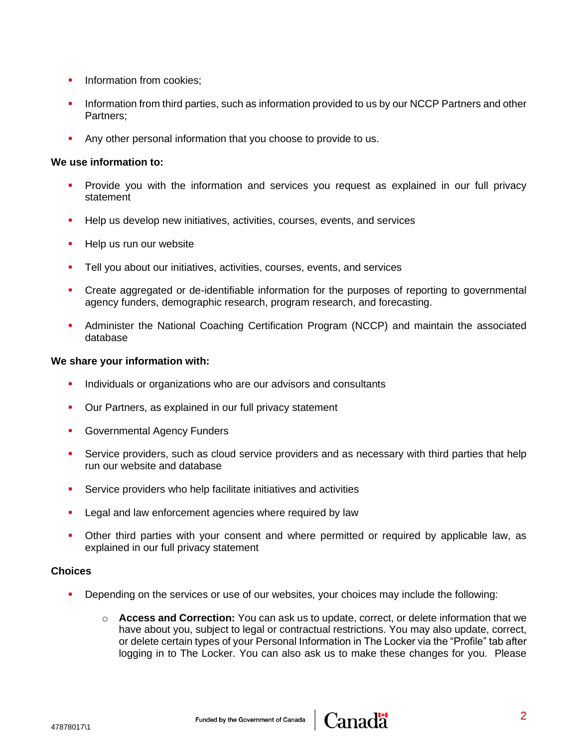- Information from cookies;
- Information from third parties, such as information provided to us by our NCCP Partners and other Partners;
- Any other personal information that you choose to provide to us.

**We use information to:**

- Provide you with the information and services you request as explained in our full privacy statement
- Help us develop new initiatives, activities, courses, events, and services
- Help us run our website
- Tell you about our initiatives, activities, courses, events, and services
- Create aggregated or de-identifiable information for the purposes of reporting to governmental agency funders, demographic research, program research, and forecasting.
- Administer the National Coaching Certification Program (NCCP) and maintain the associated database

**We share your information with:**

- Individuals or organizations who are our advisors and consultants
- Our Partners, as explained in our full privacy statement
- Governmental Agency Funders
- Service providers, such as cloud service providers and as necessary with third parties that help run our website and database
- Service providers who help facilitate initiatives and activities
- Legal and law enforcement agencies where required by law
- Other third parties with your consent and where permitted or required by applicable law, as explained in our full privacy statement

**Choices**

- Depending on the services or use of our websites, your choices may include the following:
  - **Access and Correction:** You can ask us to update, correct, or delete information that we have about you, subject to legal or contractual restrictions. You may also update, correct, or delete certain types of your Personal Information in The Locker via the "Profile" tab after logging in to The Locker. You can also ask us to make these changes for you. Please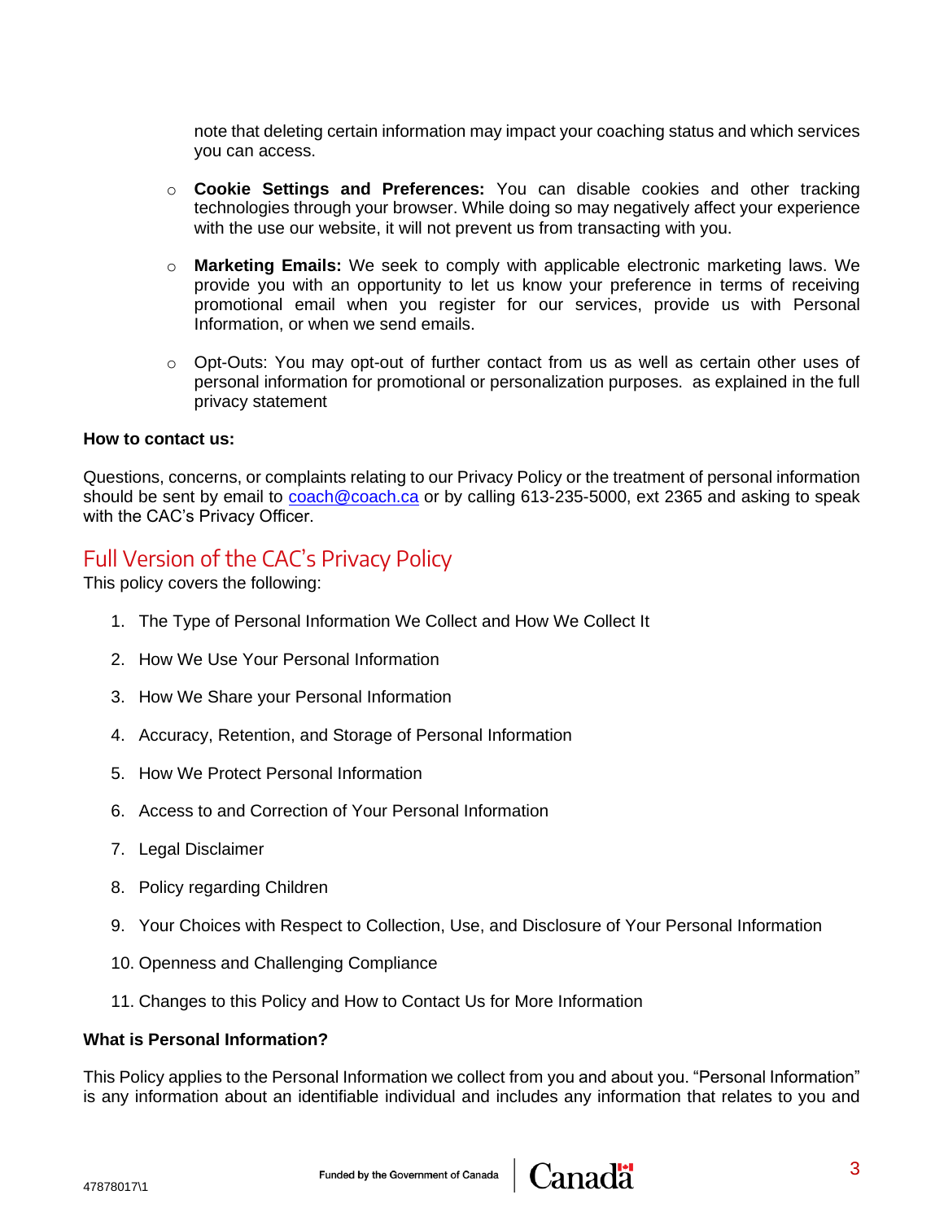note that deleting certain information may impact your coaching status and which services you can access.

- **Cookie Settings and Preferences:** You can disable cookies and other tracking technologies through your browser. While doing so may negatively affect your experience with the use our website, it will not prevent us from transacting with you.

- **Marketing Emails:** We seek to comply with applicable electronic marketing laws. We provide you with an opportunity to let us know your preference in terms of receiving promotional email when you register for our services, provide us with Personal Information, or when we send emails.

- Opt-Outs: You may opt-out of further contact from us as well as certain other uses of personal information for promotional or personalization purposes.  as explained in the full privacy statement

**How to contact us:**

Questions, concerns, or complaints relating to our Privacy Policy or the treatment of personal information should be sent by email to coach@coach.ca or by calling 613-235-5000, ext 2365 and asking to speak with the CAC's Privacy Officer.

## Full Version of the CAC's Privacy Policy

This policy covers the following:

1. The Type of Personal Information We Collect and How We Collect It
2. How We Use Your Personal Information
3. How We Share your Personal Information
4. Accuracy, Retention, and Storage of Personal Information
5. How We Protect Personal Information
6. Access to and Correction of Your Personal Information
7. Legal Disclaimer
8. Policy regarding Children
9. Your Choices with Respect to Collection, Use, and Disclosure of Your Personal Information
10. Openness and Challenging Compliance
11. Changes to this Policy and How to Contact Us for More Information

**What is Personal Information?**

This Policy applies to the Personal Information we collect from you and about you. "Personal Information" is any information about an identifiable individual and includes any information that relates to you and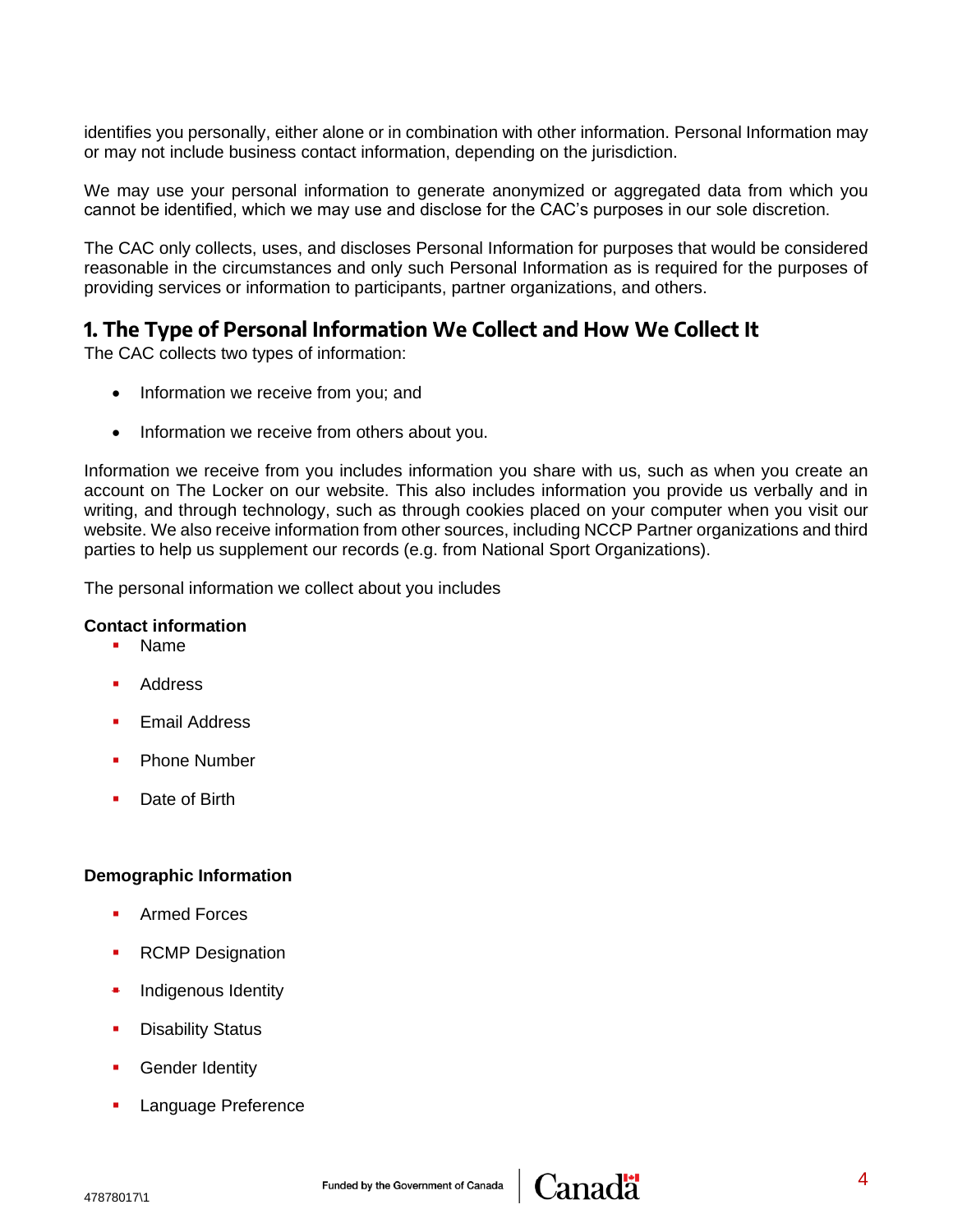identifies you personally, either alone or in combination with other information. Personal Information may or may not include business contact information, depending on the jurisdiction.

We may use your personal information to generate anonymized or aggregated data from which you cannot be identified, which we may use and disclose for the CAC's purposes in our sole discretion.

The CAC only collects, uses, and discloses Personal Information for purposes that would be considered reasonable in the circumstances and only such Personal Information as is required for the purposes of providing services or information to participants, partner organizations, and others.

## 1. The Type of Personal Information We Collect and How We Collect It

The CAC collects two types of information:

- Information we receive from you; and
- Information we receive from others about you.

Information we receive from you includes information you share with us, such as when you create an account on The Locker on our website. This also includes information you provide us verbally and in writing, and through technology, such as through cookies placed on your computer when you visit our website. We also receive information from other sources, including NCCP Partner organizations and third parties to help us supplement our records (e.g. from National Sport Organizations).

The personal information we collect about you includes

**Contact information**

- Name
- Address
- Email Address
- Phone Number
- Date of Birth

**Demographic Information**

- Armed Forces
- RCMP Designation
- Indigenous Identity
- Disability Status
- Gender Identity
- Language Preference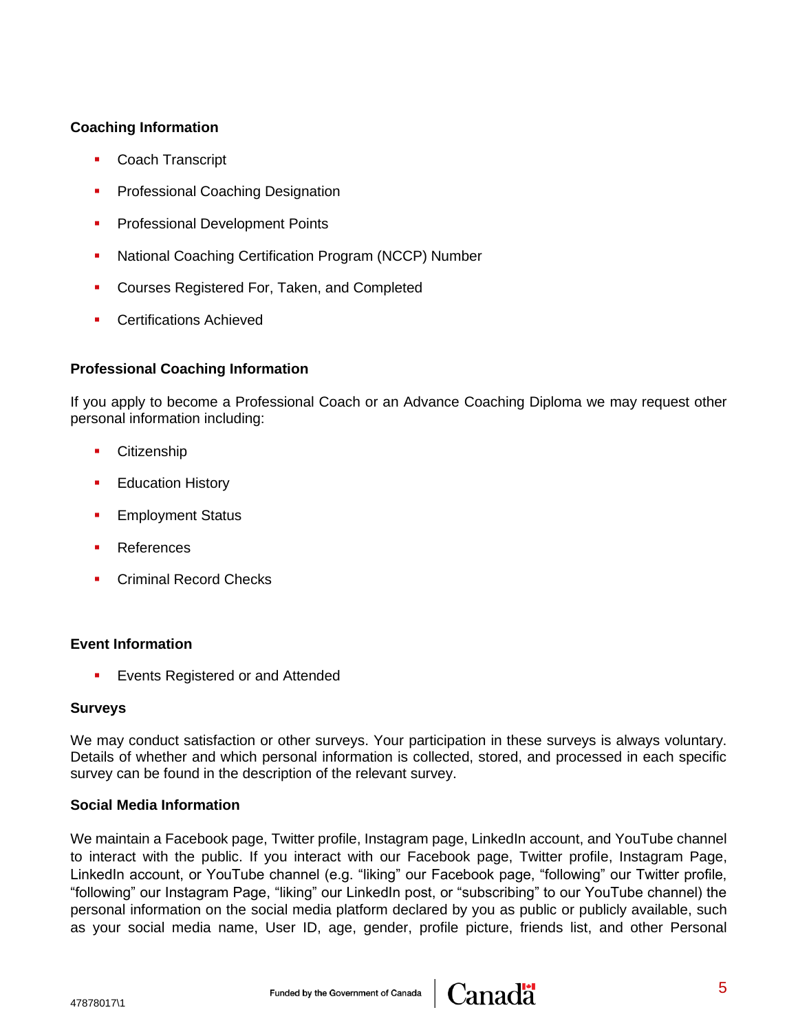**Coaching Information**

- Coach Transcript
- Professional Coaching Designation
- Professional Development Points
- National Coaching Certification Program (NCCP) Number
- Courses Registered For, Taken, and Completed
- Certifications Achieved

**Professional Coaching Information**

If you apply to become a Professional Coach or an Advance Coaching Diploma we may request other personal information including:

- Citizenship
- Education History
- Employment Status
- References
- Criminal Record Checks

**Event Information**

- Events Registered or and Attended

**Surveys**

We may conduct satisfaction or other surveys. Your participation in these surveys is always voluntary. Details of whether and which personal information is collected, stored, and processed in each specific survey can be found in the description of the relevant survey.

**Social Media Information**

We maintain a Facebook page, Twitter profile, Instagram page, LinkedIn account, and YouTube channel to interact with the public. If you interact with our Facebook page, Twitter profile, Instagram Page, LinkedIn account, or YouTube channel (e.g. "liking" our Facebook page, "following" our Twitter profile, "following" our Instagram Page, "liking" our LinkedIn post, or "subscribing" to our YouTube channel) the personal information on the social media platform declared by you as public or publicly available, such as your social media name, User ID, age, gender, profile picture, friends list, and other Personal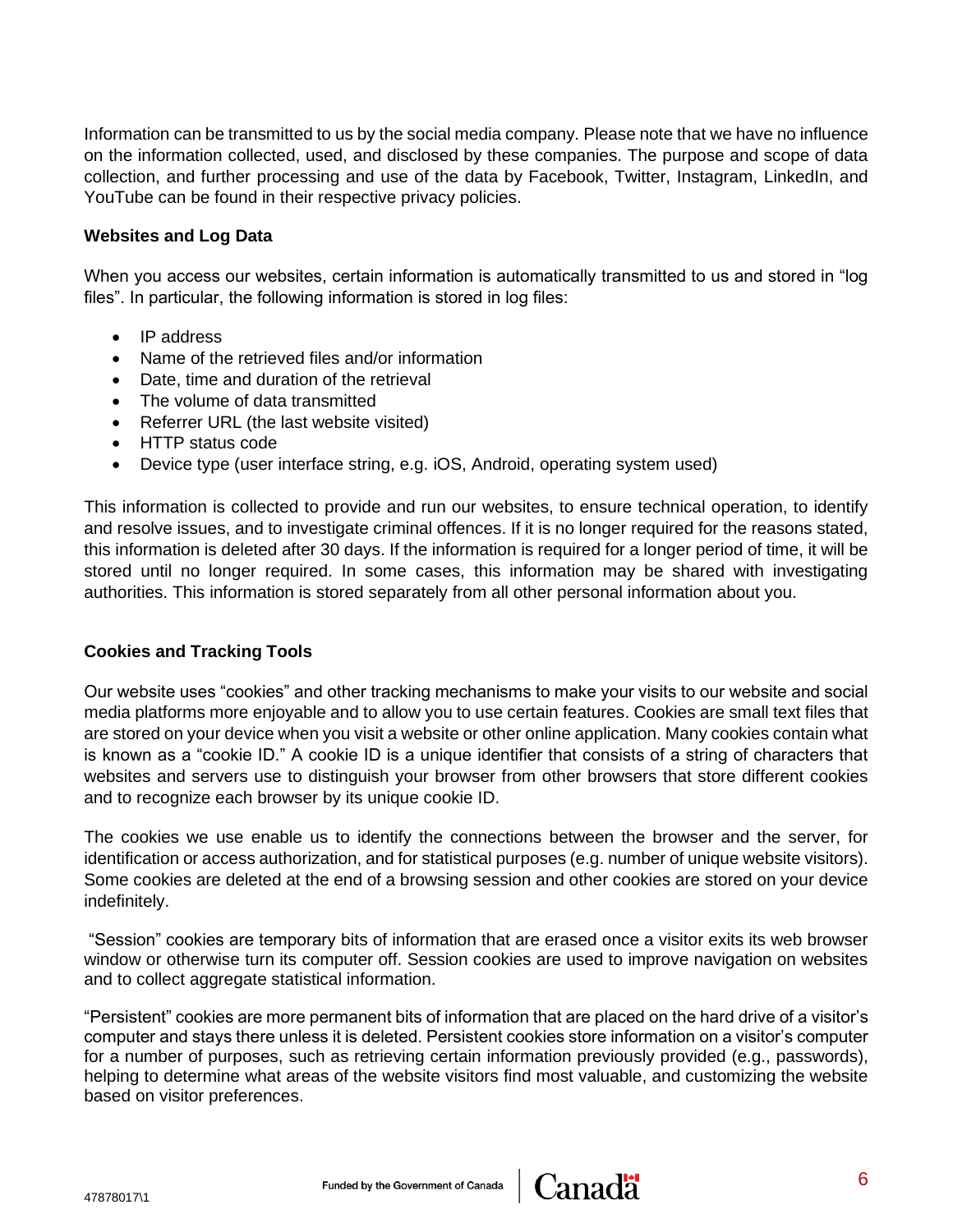Information can be transmitted to us by the social media company. Please note that we have no influence on the information collected, used, and disclosed by these companies. The purpose and scope of data collection, and further processing and use of the data by Facebook, Twitter, Instagram, LinkedIn, and YouTube can be found in their respective privacy policies.

**Websites and Log Data**

When you access our websites, certain information is automatically transmitted to us and stored in "log files". In particular, the following information is stored in log files:

- IP address
- Name of the retrieved files and/or information
- Date, time and duration of the retrieval
- The volume of data transmitted
- Referrer URL (the last website visited)
- HTTP status code
- Device type (user interface string, e.g. iOS, Android, operating system used)

This information is collected to provide and run our websites, to ensure technical operation, to identify and resolve issues, and to investigate criminal offences. If it is no longer required for the reasons stated, this information is deleted after 30 days. If the information is required for a longer period of time, it will be stored until no longer required. In some cases, this information may be shared with investigating authorities. This information is stored separately from all other personal information about you.

**Cookies and Tracking Tools**

Our website uses "cookies" and other tracking mechanisms to make your visits to our website and social media platforms more enjoyable and to allow you to use certain features. Cookies are small text files that are stored on your device when you visit a website or other online application. Many cookies contain what is known as a "cookie ID." A cookie ID is a unique identifier that consists of a string of characters that websites and servers use to distinguish your browser from other browsers that store different cookies and to recognize each browser by its unique cookie ID.

The cookies we use enable us to identify the connections between the browser and the server, for identification or access authorization, and for statistical purposes (e.g. number of unique website visitors). Some cookies are deleted at the end of a browsing session and other cookies are stored on your device indefinitely.

"Session" cookies are temporary bits of information that are erased once a visitor exits its web browser window or otherwise turn its computer off. Session cookies are used to improve navigation on websites and to collect aggregate statistical information.

"Persistent" cookies are more permanent bits of information that are placed on the hard drive of a visitor's computer and stays there unless it is deleted. Persistent cookies store information on a visitor's computer for a number of purposes, such as retrieving certain information previously provided (e.g., passwords), helping to determine what areas of the website visitors find most valuable, and customizing the website based on visitor preferences.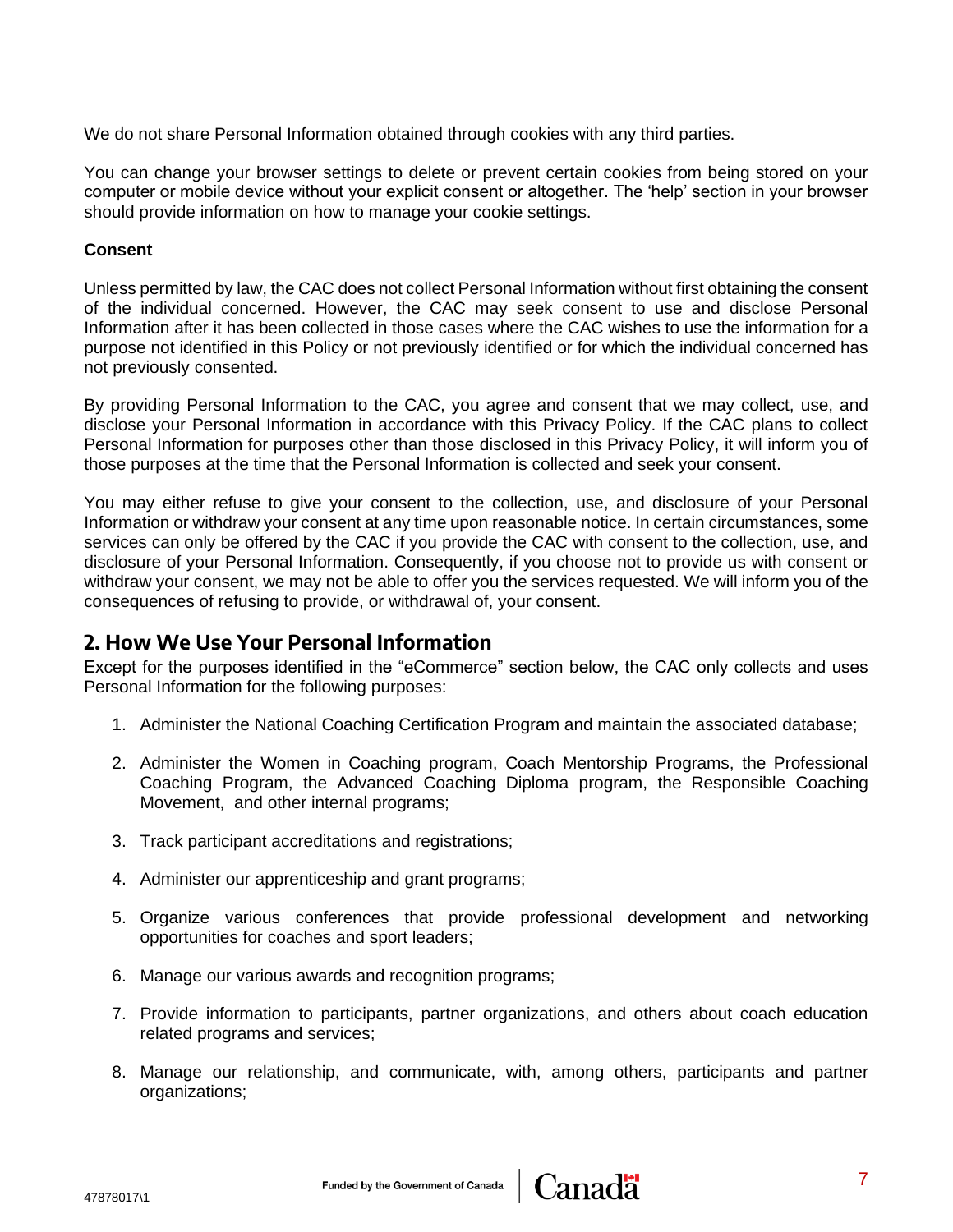We do not share Personal Information obtained through cookies with any third parties.

You can change your browser settings to delete or prevent certain cookies from being stored on your computer or mobile device without your explicit consent or altogether. The 'help' section in your browser should provide information on how to manage your cookie settings.

**Consent**

Unless permitted by law, the CAC does not collect Personal Information without first obtaining the consent of the individual concerned. However, the CAC may seek consent to use and disclose Personal Information after it has been collected in those cases where the CAC wishes to use the information for a purpose not identified in this Policy or not previously identified or for which the individual concerned has not previously consented.

By providing Personal Information to the CAC, you agree and consent that we may collect, use, and disclose your Personal Information in accordance with this Privacy Policy. If the CAC plans to collect Personal Information for purposes other than those disclosed in this Privacy Policy, it will inform you of those purposes at the time that the Personal Information is collected and seek your consent.

You may either refuse to give your consent to the collection, use, and disclosure of your Personal Information or withdraw your consent at any time upon reasonable notice. In certain circumstances, some services can only be offered by the CAC if you provide the CAC with consent to the collection, use, and disclosure of your Personal Information. Consequently, if you choose not to provide us with consent or withdraw your consent, we may not be able to offer you the services requested. We will inform you of the consequences of refusing to provide, or withdrawal of, your consent.

## 2. How We Use Your Personal Information

Except for the purposes identified in the "eCommerce" section below, the CAC only collects and uses Personal Information for the following purposes:

1. Administer the National Coaching Certification Program and maintain the associated database;
2. Administer the Women in Coaching program, Coach Mentorship Programs, the Professional Coaching Program, the Advanced Coaching Diploma program, the Responsible Coaching Movement, and other internal programs;
3. Track participant accreditations and registrations;
4. Administer our apprenticeship and grant programs;
5. Organize various conferences that provide professional development and networking opportunities for coaches and sport leaders;
6. Manage our various awards and recognition programs;
7. Provide information to participants, partner organizations, and others about coach education related programs and services;
8. Manage our relationship, and communicate, with, among others, participants and partner organizations;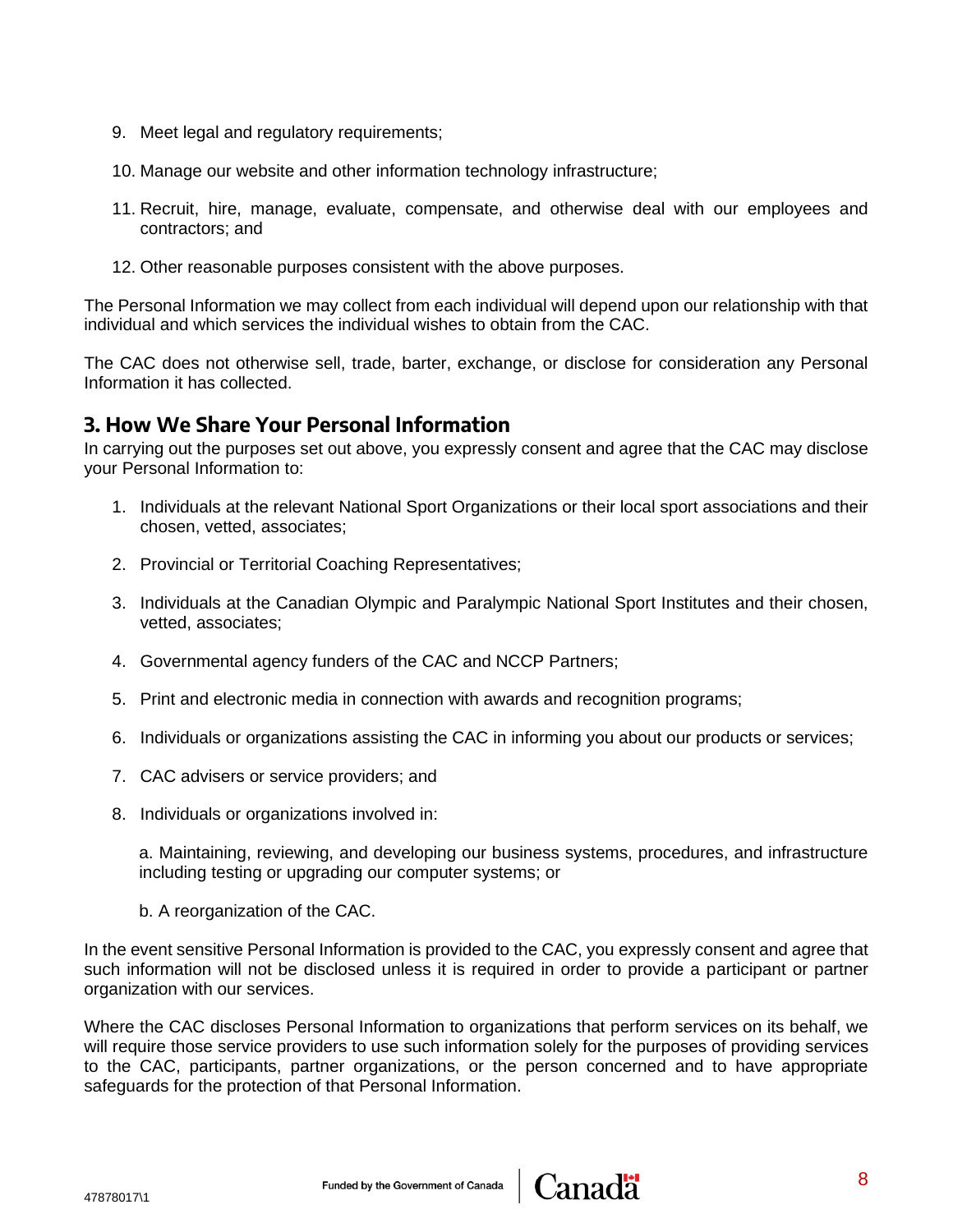9. Meet legal and regulatory requirements;
10. Manage our website and other information technology infrastructure;
11. Recruit, hire, manage, evaluate, compensate, and otherwise deal with our employees and contractors; and
12. Other reasonable purposes consistent with the above purposes.

The Personal Information we may collect from each individual will depend upon our relationship with that individual and which services the individual wishes to obtain from the CAC.

The CAC does not otherwise sell, trade, barter, exchange, or disclose for consideration any Personal Information it has collected.

## 3. How We Share Your Personal Information

In carrying out the purposes set out above, you expressly consent and agree that the CAC may disclose your Personal Information to:

1. Individuals at the relevant National Sport Organizations or their local sport associations and their chosen, vetted, associates;
2. Provincial or Territorial Coaching Representatives;
3. Individuals at the Canadian Olympic and Paralympic National Sport Institutes and their chosen, vetted, associates;
4. Governmental agency funders of the CAC and NCCP Partners;
5. Print and electronic media in connection with awards and recognition programs;
6. Individuals or organizations assisting the CAC in informing you about our products or services;
7. CAC advisers or service providers; and
8. Individuals or organizations involved in:

   a. Maintaining, reviewing, and developing our business systems, procedures, and infrastructure including testing or upgrading our computer systems; or

   b. A reorganization of the CAC.

In the event sensitive Personal Information is provided to the CAC, you expressly consent and agree that such information will not be disclosed unless it is required in order to provide a participant or partner organization with our services.

Where the CAC discloses Personal Information to organizations that perform services on its behalf, we will require those service providers to use such information solely for the purposes of providing services to the CAC, participants, partner organizations, or the person concerned and to have appropriate safeguards for the protection of that Personal Information.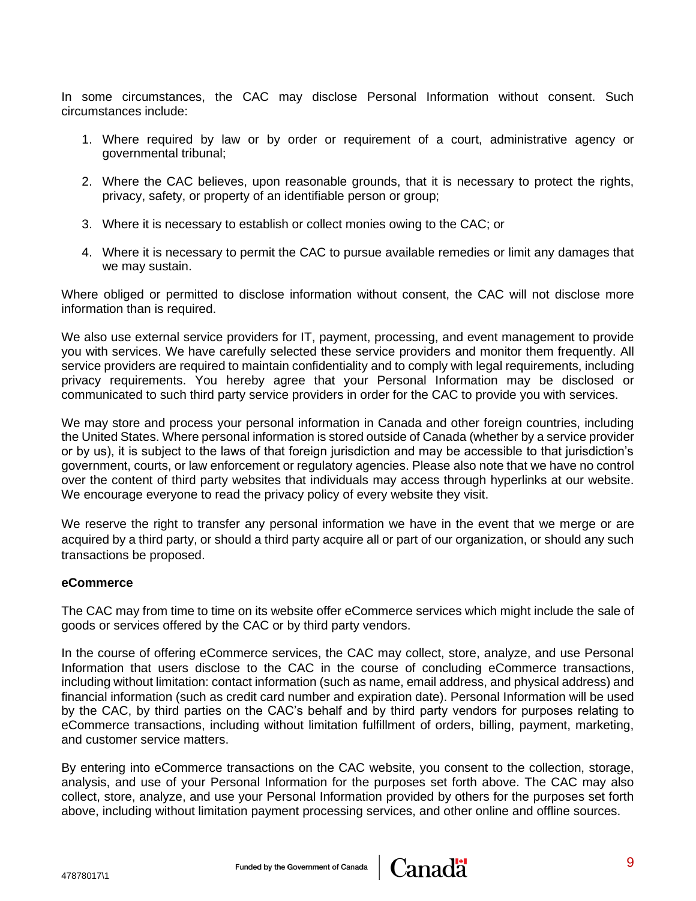In some circumstances, the CAC may disclose Personal Information without consent. Such circumstances include:

1. Where required by law or by order or requirement of a court, administrative agency or governmental tribunal;
2. Where the CAC believes, upon reasonable grounds, that it is necessary to protect the rights, privacy, safety, or property of an identifiable person or group;
3. Where it is necessary to establish or collect monies owing to the CAC; or
4. Where it is necessary to permit the CAC to pursue available remedies or limit any damages that we may sustain.

Where obliged or permitted to disclose information without consent, the CAC will not disclose more information than is required.

We also use external service providers for IT, payment, processing, and event management to provide you with services. We have carefully selected these service providers and monitor them frequently. All service providers are required to maintain confidentiality and to comply with legal requirements, including privacy requirements. You hereby agree that your Personal Information may be disclosed or communicated to such third party service providers in order for the CAC to provide you with services.

We may store and process your personal information in Canada and other foreign countries, including the United States. Where personal information is stored outside of Canada (whether by a service provider or by us), it is subject to the laws of that foreign jurisdiction and may be accessible to that jurisdiction's government, courts, or law enforcement or regulatory agencies. Please also note that we have no control over the content of third party websites that individuals may access through hyperlinks at our website. We encourage everyone to read the privacy policy of every website they visit.

We reserve the right to transfer any personal information we have in the event that we merge or are acquired by a third party, or should a third party acquire all or part of our organization, or should any such transactions be proposed.

**eCommerce**

The CAC may from time to time on its website offer eCommerce services which might include the sale of goods or services offered by the CAC or by third party vendors.

In the course of offering eCommerce services, the CAC may collect, store, analyze, and use Personal Information that users disclose to the CAC in the course of concluding eCommerce transactions, including without limitation: contact information (such as name, email address, and physical address) and financial information (such as credit card number and expiration date). Personal Information will be used by the CAC, by third parties on the CAC's behalf and by third party vendors for purposes relating to eCommerce transactions, including without limitation fulfillment of orders, billing, payment, marketing, and customer service matters.

By entering into eCommerce transactions on the CAC website, you consent to the collection, storage, analysis, and use of your Personal Information for the purposes set forth above. The CAC may also collect, store, analyze, and use your Personal Information provided by others for the purposes set forth above, including without limitation payment processing services, and other online and offline sources.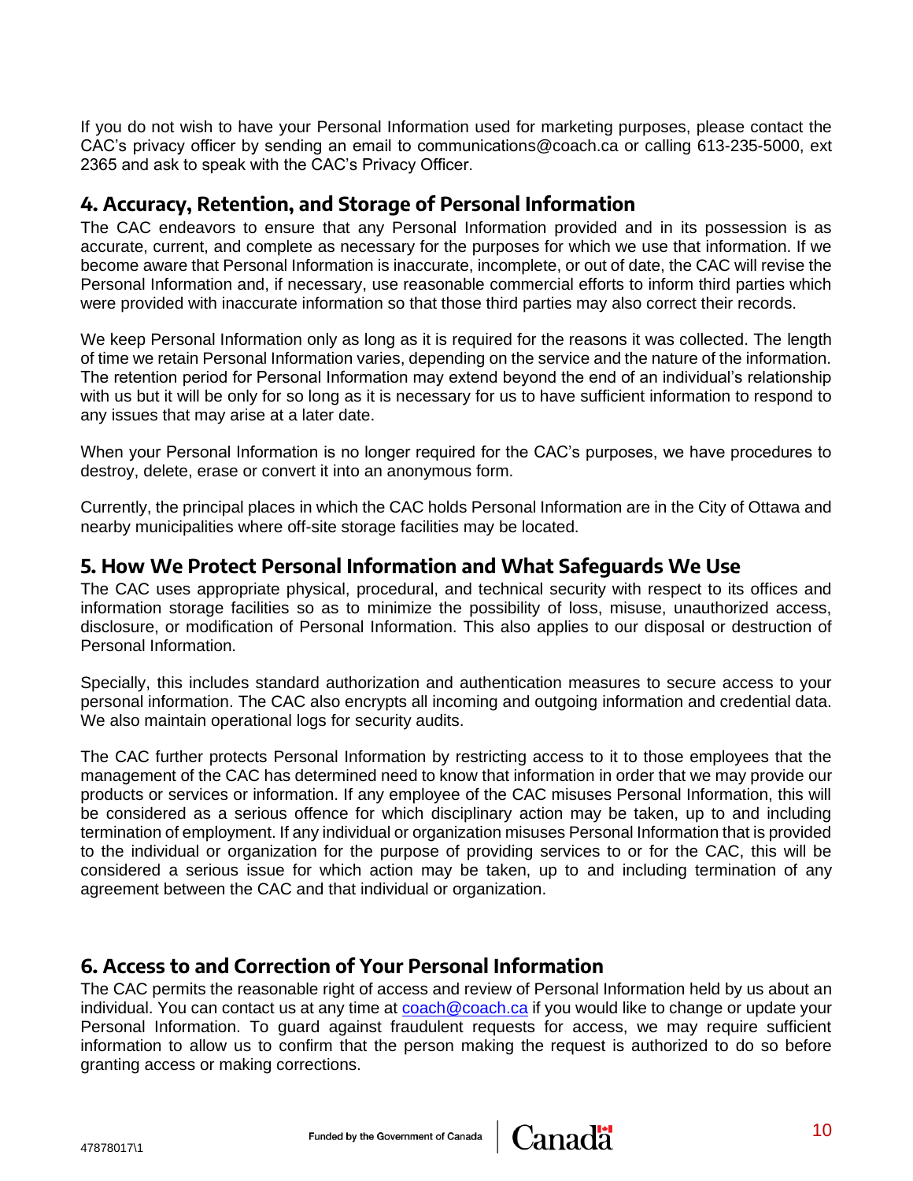If you do not wish to have your Personal Information used for marketing purposes, please contact the CAC's privacy officer by sending an email to communications@coach.ca or calling 613-235-5000, ext 2365 and ask to speak with the CAC's Privacy Officer.

## 4. Accuracy, Retention, and Storage of Personal Information

The CAC endeavors to ensure that any Personal Information provided and in its possession is as accurate, current, and complete as necessary for the purposes for which we use that information. If we become aware that Personal Information is inaccurate, incomplete, or out of date, the CAC will revise the Personal Information and, if necessary, use reasonable commercial efforts to inform third parties which were provided with inaccurate information so that those third parties may also correct their records.

We keep Personal Information only as long as it is required for the reasons it was collected. The length of time we retain Personal Information varies, depending on the service and the nature of the information. The retention period for Personal Information may extend beyond the end of an individual's relationship with us but it will be only for so long as it is necessary for us to have sufficient information to respond to any issues that may arise at a later date.

When your Personal Information is no longer required for the CAC's purposes, we have procedures to destroy, delete, erase or convert it into an anonymous form.

Currently, the principal places in which the CAC holds Personal Information are in the City of Ottawa and nearby municipalities where off-site storage facilities may be located.

## 5. How We Protect Personal Information and What Safeguards We Use

The CAC uses appropriate physical, procedural, and technical security with respect to its offices and information storage facilities so as to minimize the possibility of loss, misuse, unauthorized access, disclosure, or modification of Personal Information. This also applies to our disposal or destruction of Personal Information.

Specially, this includes standard authorization and authentication measures to secure access to your personal information. The CAC also encrypts all incoming and outgoing information and credential data. We also maintain operational logs for security audits.

The CAC further protects Personal Information by restricting access to it to those employees that the management of the CAC has determined need to know that information in order that we may provide our products or services or information. If any employee of the CAC misuses Personal Information, this will be considered as a serious offence for which disciplinary action may be taken, up to and including termination of employment. If any individual or organization misuses Personal Information that is provided to the individual or organization for the purpose of providing services to or for the CAC, this will be considered a serious issue for which action may be taken, up to and including termination of any agreement between the CAC and that individual or organization.

## 6. Access to and Correction of Your Personal Information

The CAC permits the reasonable right of access and review of Personal Information held by us about an individual. You can contact us at any time at coach@coach.ca if you would like to change or update your Personal Information. To guard against fraudulent requests for access, we may require sufficient information to allow us to confirm that the person making the request is authorized to do so before granting access or making corrections.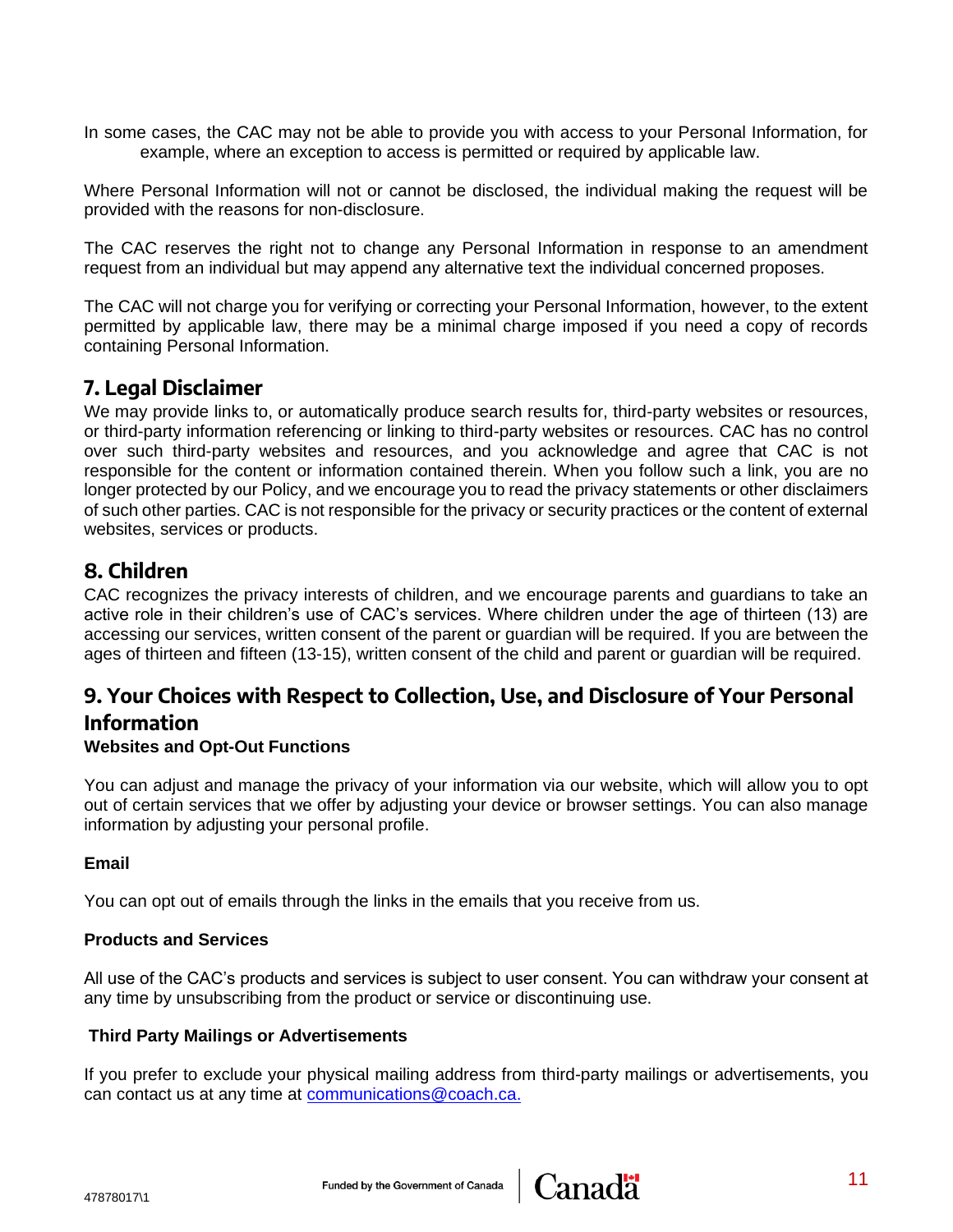In some cases, the CAC may not be able to provide you with access to your Personal Information, for example, where an exception to access is permitted or required by applicable law.

Where Personal Information will not or cannot be disclosed, the individual making the request will be provided with the reasons for non-disclosure.

The CAC reserves the right not to change any Personal Information in response to an amendment request from an individual but may append any alternative text the individual concerned proposes.

The CAC will not charge you for verifying or correcting your Personal Information, however, to the extent permitted by applicable law, there may be a minimal charge imposed if you need a copy of records containing Personal Information.

## 7. Legal Disclaimer

We may provide links to, or automatically produce search results for, third-party websites or resources, or third-party information referencing or linking to third-party websites or resources. CAC has no control over such third-party websites and resources, and you acknowledge and agree that CAC is not responsible for the content or information contained therein. When you follow such a link, you are no longer protected by our Policy, and we encourage you to read the privacy statements or other disclaimers of such other parties. CAC is not responsible for the privacy or security practices or the content of external websites, services or products.

## 8. Children

CAC recognizes the privacy interests of children, and we encourage parents and guardians to take an active role in their children's use of CAC's services. Where children under the age of thirteen (13) are accessing our services, written consent of the parent or guardian will be required. If you are between the ages of thirteen and fifteen (13-15), written consent of the child and parent or guardian will be required.

## 9. Your Choices with Respect to Collection, Use, and Disclosure of Your Personal Information

**Websites and Opt-Out Functions**

You can adjust and manage the privacy of your information via our website, which will allow you to opt out of certain services that we offer by adjusting your device or browser settings. You can also manage information by adjusting your personal profile.

**Email**

You can opt out of emails through the links in the emails that you receive from us.

**Products and Services**

All use of the CAC's products and services is subject to user consent. You can withdraw your consent at any time by unsubscribing from the product or service or discontinuing use.

**Third Party Mailings or Advertisements**

If you prefer to exclude your physical mailing address from third-party mailings or advertisements, you can contact us at any time at communications@coach.ca.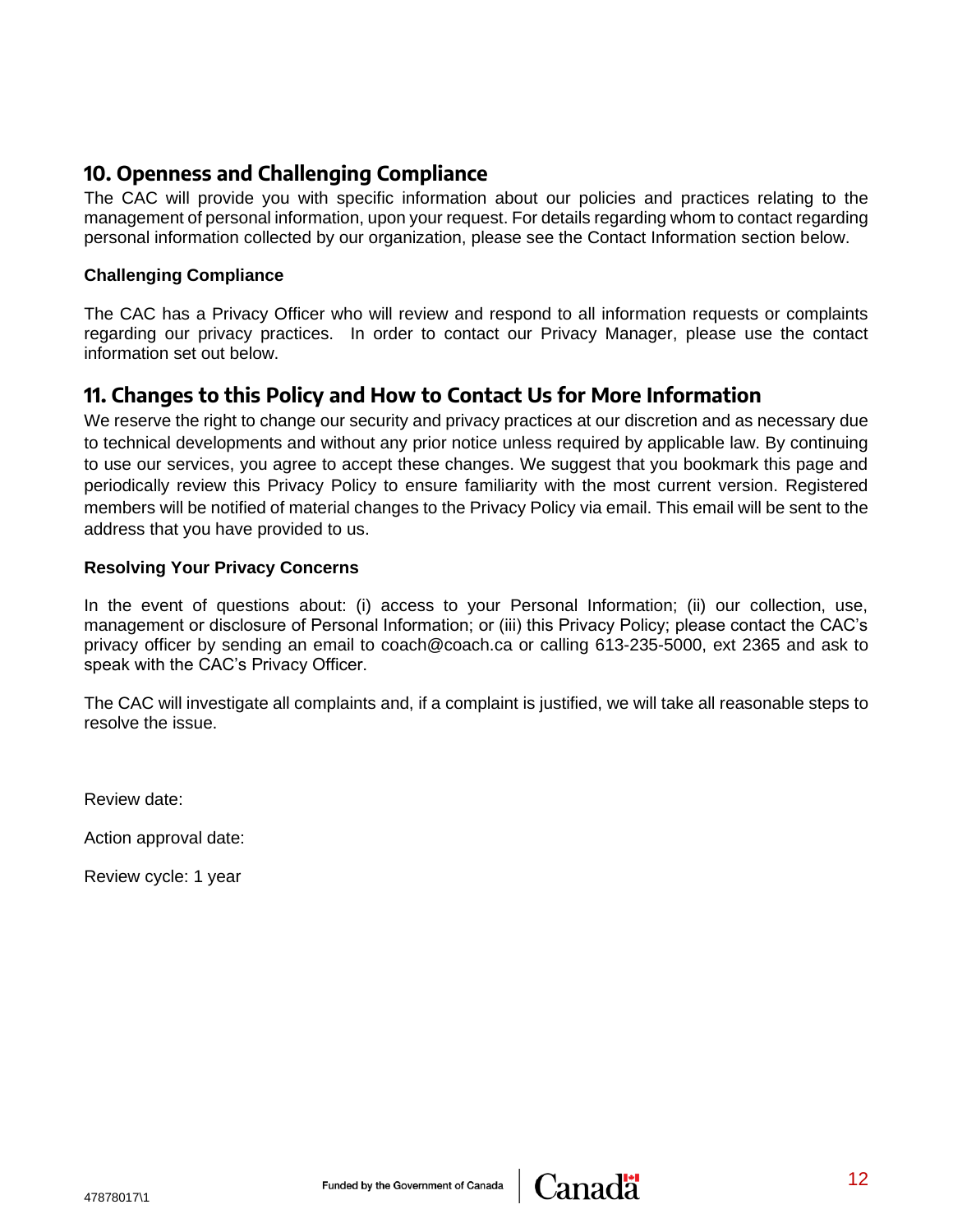## 10. Openness and Challenging Compliance

The CAC will provide you with specific information about our policies and practices relating to the management of personal information, upon your request. For details regarding whom to contact regarding personal information collected by our organization, please see the Contact Information section below.

**Challenging Compliance**

The CAC has a Privacy Officer who will review and respond to all information requests or complaints regarding our privacy practices. In order to contact our Privacy Manager, please use the contact information set out below.

## 11. Changes to this Policy and How to Contact Us for More Information

We reserve the right to change our security and privacy practices at our discretion and as necessary due to technical developments and without any prior notice unless required by applicable law. By continuing to use our services, you agree to accept these changes. We suggest that you bookmark this page and periodically review this Privacy Policy to ensure familiarity with the most current version. Registered members will be notified of material changes to the Privacy Policy via email. This email will be sent to the address that you have provided to us.

**Resolving Your Privacy Concerns**

In the event of questions about: (i) access to your Personal Information; (ii) our collection, use, management or disclosure of Personal Information; or (iii) this Privacy Policy; please contact the CAC's privacy officer by sending an email to coach@coach.ca or calling 613-235-5000, ext 2365 and ask to speak with the CAC's Privacy Officer.

The CAC will investigate all complaints and, if a complaint is justified, we will take all reasonable steps to resolve the issue.

Review date:

Action approval date:

Review cycle: 1 year

47878017\1

Funded by the Government of Canada | Canada